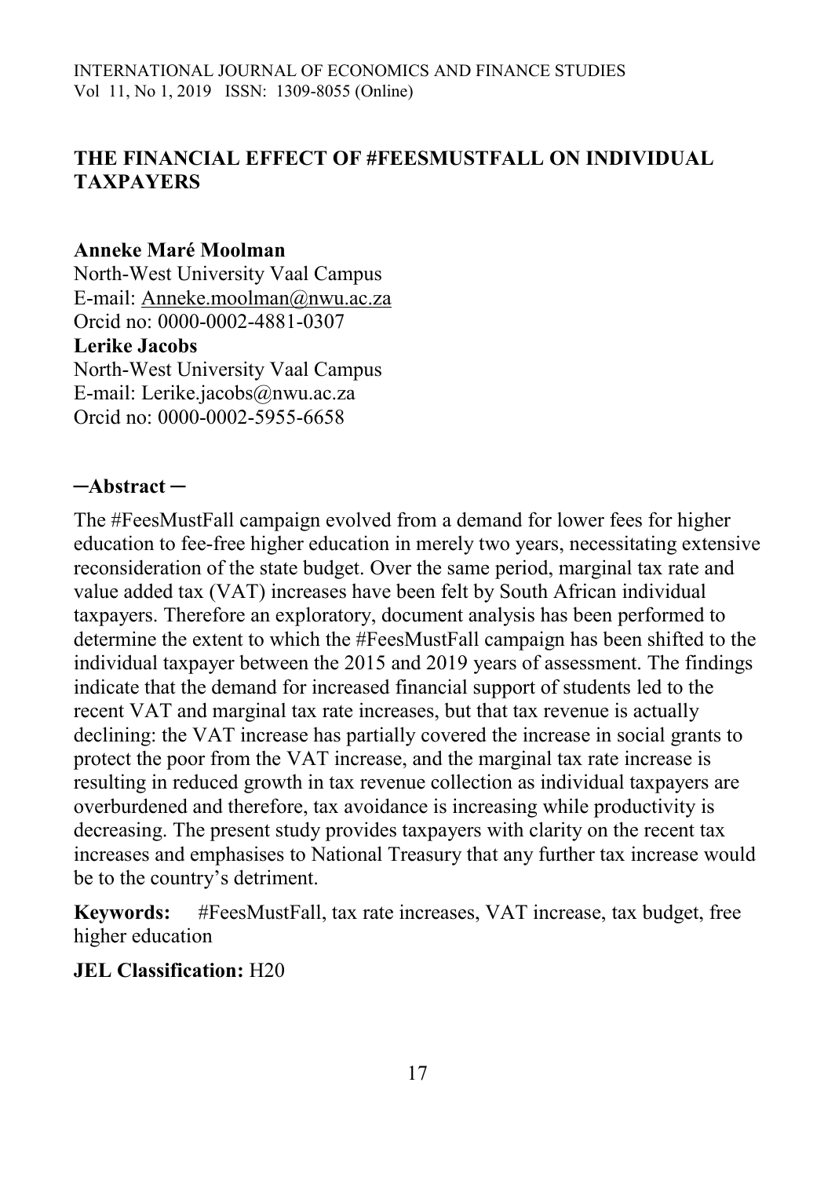# THE FINANCIAL EFFECT OF #FEESMUSTFALL ON INDIVIDUAL TAXPAYERS

**Anneke Maré Moolman**
North-West University Vaal Campus
E-mail: Anneke.moolman@nwu.ac.za
Orcid no: 0000-0002-4881-0307

**Lerike Jacobs**
North-West University Vaal Campus
E-mail: Lerike.jacobs@nwu.ac.za
Orcid no: 0000-0002-5955-6658

## —Abstract —

The #FeesMustFall campaign evolved from a demand for lower fees for higher education to fee-free higher education in merely two years, necessitating extensive reconsideration of the state budget. Over the same period, marginal tax rate and value added tax (VAT) increases have been felt by South African individual taxpayers. Therefore an exploratory, document analysis has been performed to determine the extent to which the #FeesMustFall campaign has been shifted to the individual taxpayer between the 2015 and 2019 years of assessment. The findings indicate that the demand for increased financial support of students led to the recent VAT and marginal tax rate increases, but that tax revenue is actually declining: the VAT increase has partially covered the increase in social grants to protect the poor from the VAT increase, and the marginal tax rate increase is resulting in reduced growth in tax revenue collection as individual taxpayers are overburdened and therefore, tax avoidance is increasing while productivity is decreasing. The present study provides taxpayers with clarity on the recent tax increases and emphasises to National Treasury that any further tax increase would be to the country's detriment.

**Keywords:** #FeesMustFall, tax rate increases, VAT increase, tax budget, free higher education

**JEL Classification:** H20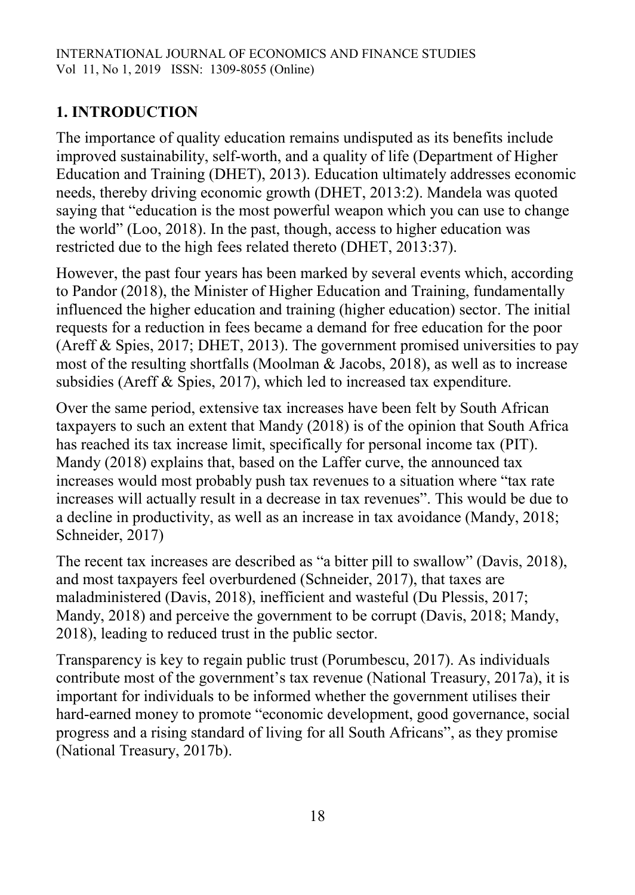## 1. INTRODUCTION

The importance of quality education remains undisputed as its benefits include improved sustainability, self-worth, and a quality of life (Department of Higher Education and Training (DHET), 2013). Education ultimately addresses economic needs, thereby driving economic growth (DHET, 2013:2). Mandela was quoted saying that "education is the most powerful weapon which you can use to change the world" (Loo, 2018). In the past, though, access to higher education was restricted due to the high fees related thereto (DHET, 2013:37).

However, the past four years has been marked by several events which, according to Pandor (2018), the Minister of Higher Education and Training, fundamentally influenced the higher education and training (higher education) sector. The initial requests for a reduction in fees became a demand for free education for the poor (Areff & Spies, 2017; DHET, 2013). The government promised universities to pay most of the resulting shortfalls (Moolman & Jacobs, 2018), as well as to increase subsidies (Areff & Spies, 2017), which led to increased tax expenditure.

Over the same period, extensive tax increases have been felt by South African taxpayers to such an extent that Mandy (2018) is of the opinion that South Africa has reached its tax increase limit, specifically for personal income tax (PIT). Mandy (2018) explains that, based on the Laffer curve, the announced tax increases would most probably push tax revenues to a situation where "tax rate increases will actually result in a decrease in tax revenues". This would be due to a decline in productivity, as well as an increase in tax avoidance (Mandy, 2018; Schneider, 2017)

The recent tax increases are described as "a bitter pill to swallow" (Davis, 2018), and most taxpayers feel overburdened (Schneider, 2017), that taxes are maladministered (Davis, 2018), inefficient and wasteful (Du Plessis, 2017; Mandy, 2018) and perceive the government to be corrupt (Davis, 2018; Mandy, 2018), leading to reduced trust in the public sector.

Transparency is key to regain public trust (Porumbescu, 2017). As individuals contribute most of the government's tax revenue (National Treasury, 2017a), it is important for individuals to be informed whether the government utilises their hard-earned money to promote "economic development, good governance, social progress and a rising standard of living for all South Africans", as they promise (National Treasury, 2017b).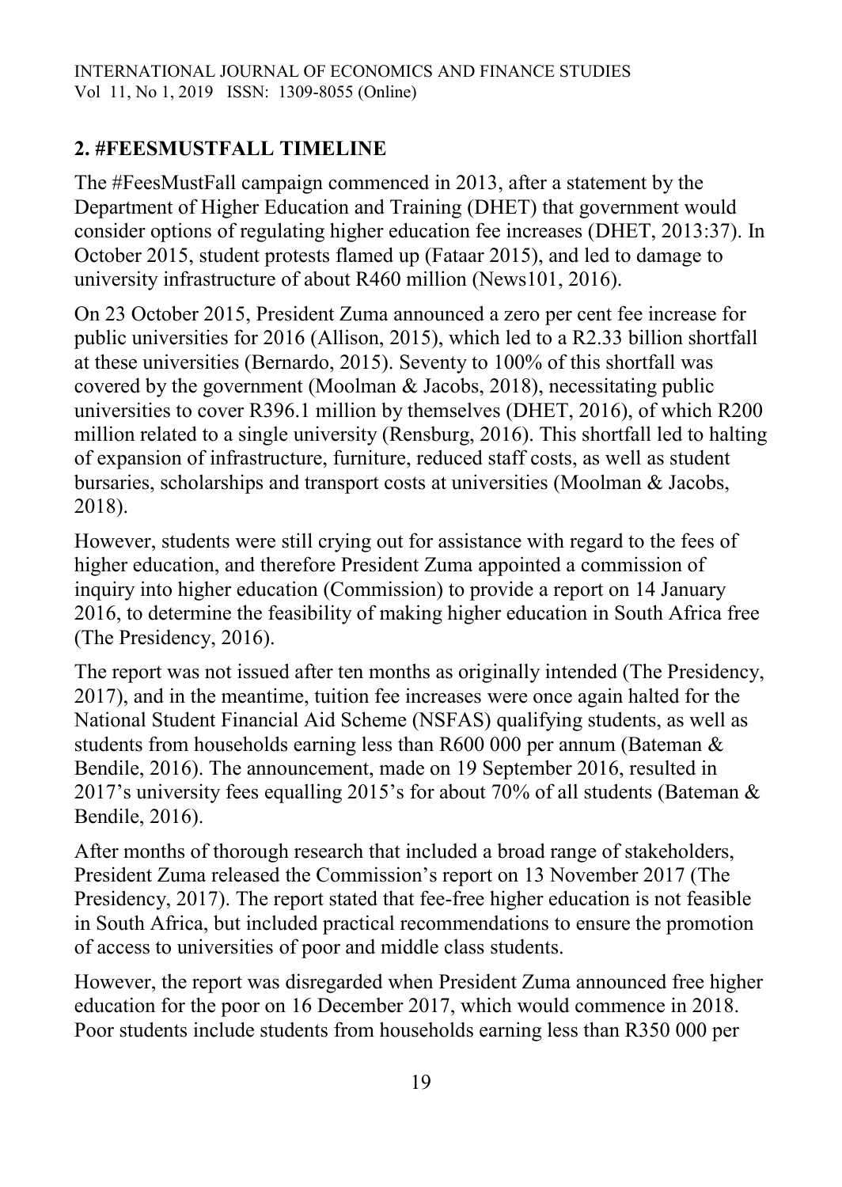## 2. #FEESMUSTFALL TIMELINE

The #FeesMustFall campaign commenced in 2013, after a statement by the Department of Higher Education and Training (DHET) that government would consider options of regulating higher education fee increases (DHET, 2013:37). In October 2015, student protests flamed up (Fataar 2015), and led to damage to university infrastructure of about R460 million (News101, 2016).

On 23 October 2015, President Zuma announced a zero per cent fee increase for public universities for 2016 (Allison, 2015), which led to a R2.33 billion shortfall at these universities (Bernardo, 2015). Seventy to 100% of this shortfall was covered by the government (Moolman & Jacobs, 2018), necessitating public universities to cover R396.1 million by themselves (DHET, 2016), of which R200 million related to a single university (Rensburg, 2016). This shortfall led to halting of expansion of infrastructure, furniture, reduced staff costs, as well as student bursaries, scholarships and transport costs at universities (Moolman & Jacobs, 2018).

However, students were still crying out for assistance with regard to the fees of higher education, and therefore President Zuma appointed a commission of inquiry into higher education (Commission) to provide a report on 14 January 2016, to determine the feasibility of making higher education in South Africa free (The Presidency, 2016).

The report was not issued after ten months as originally intended (The Presidency, 2017), and in the meantime, tuition fee increases were once again halted for the National Student Financial Aid Scheme (NSFAS) qualifying students, as well as students from households earning less than R600 000 per annum (Bateman & Bendile, 2016). The announcement, made on 19 September 2016, resulted in 2017's university fees equalling 2015's for about 70% of all students (Bateman & Bendile, 2016).

After months of thorough research that included a broad range of stakeholders, President Zuma released the Commission's report on 13 November 2017 (The Presidency, 2017). The report stated that fee-free higher education is not feasible in South Africa, but included practical recommendations to ensure the promotion of access to universities of poor and middle class students.

However, the report was disregarded when President Zuma announced free higher education for the poor on 16 December 2017, which would commence in 2018. Poor students include students from households earning less than R350 000 per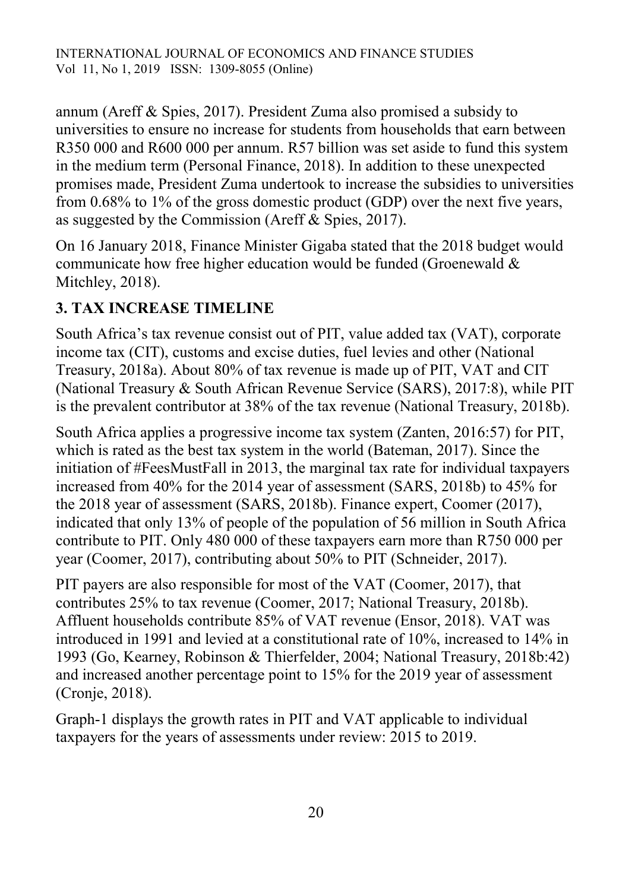annum (Areff & Spies, 2017). President Zuma also promised a subsidy to universities to ensure no increase for students from households that earn between R350 000 and R600 000 per annum. R57 billion was set aside to fund this system in the medium term (Personal Finance, 2018). In addition to these unexpected promises made, President Zuma undertook to increase the subsidies to universities from 0.68% to 1% of the gross domestic product (GDP) over the next five years, as suggested by the Commission (Areff & Spies, 2017).

On 16 January 2018, Finance Minister Gigaba stated that the 2018 budget would communicate how free higher education would be funded (Groenewald & Mitchley, 2018).

## 3. TAX INCREASE TIMELINE

South Africa's tax revenue consist out of PIT, value added tax (VAT), corporate income tax (CIT), customs and excise duties, fuel levies and other (National Treasury, 2018a). About 80% of tax revenue is made up of PIT, VAT and CIT (National Treasury & South African Revenue Service (SARS), 2017:8), while PIT is the prevalent contributor at 38% of the tax revenue (National Treasury, 2018b).

South Africa applies a progressive income tax system (Zanten, 2016:57) for PIT, which is rated as the best tax system in the world (Bateman, 2017). Since the initiation of #FeesMustFall in 2013, the marginal tax rate for individual taxpayers increased from 40% for the 2014 year of assessment (SARS, 2018b) to 45% for the 2018 year of assessment (SARS, 2018b). Finance expert, Coomer (2017), indicated that only 13% of people of the population of 56 million in South Africa contribute to PIT. Only 480 000 of these taxpayers earn more than R750 000 per year (Coomer, 2017), contributing about 50% to PIT (Schneider, 2017).

PIT payers are also responsible for most of the VAT (Coomer, 2017), that contributes 25% to tax revenue (Coomer, 2017; National Treasury, 2018b). Affluent households contribute 85% of VAT revenue (Ensor, 2018). VAT was introduced in 1991 and levied at a constitutional rate of 10%, increased to 14% in 1993 (Go, Kearney, Robinson & Thierfelder, 2004; National Treasury, 2018b:42) and increased another percentage point to 15% for the 2019 year of assessment (Cronje, 2018).

Graph-1 displays the growth rates in PIT and VAT applicable to individual taxpayers for the years of assessments under review: 2015 to 2019.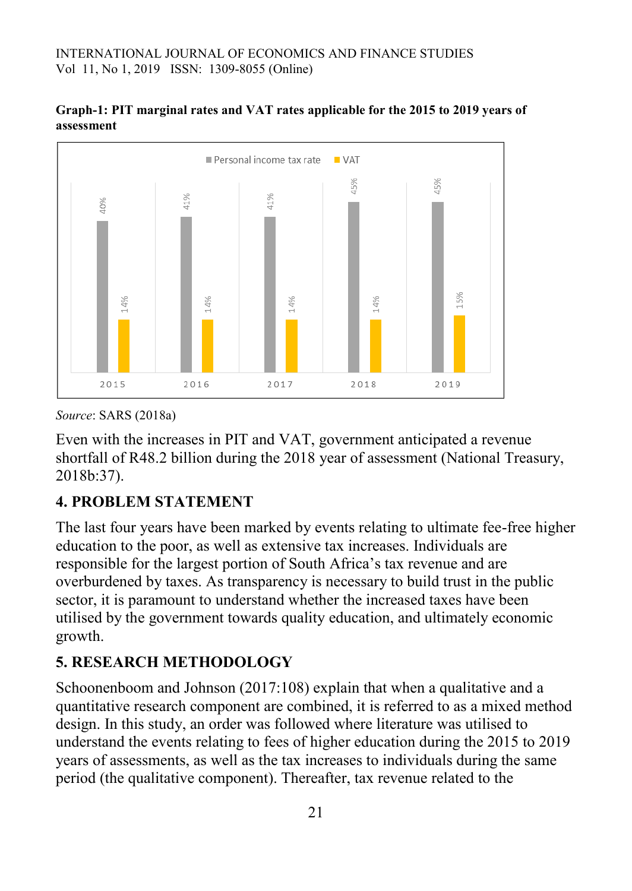**Graph-1: PIT marginal rates and VAT rates applicable for the 2015 to 2019 years of assessment**

| Year | Personal income tax rate | VAT |
| --- | --- | --- |
| 2015 | 40% | 14% |
| 2016 | 41% | 14% |
| 2017 | 41% | 14% |
| 2018 | 45% | 14% |
| 2019 | 45% | 15% |

*Source*: SARS (2018a)

Even with the increases in PIT and VAT, government anticipated a revenue shortfall of R48.2 billion during the 2018 year of assessment (National Treasury, 2018b:37).

## 4. PROBLEM STATEMENT

The last four years have been marked by events relating to ultimate fee-free higher education to the poor, as well as extensive tax increases. Individuals are responsible for the largest portion of South Africa's tax revenue and are overburdened by taxes. As transparency is necessary to build trust in the public sector, it is paramount to understand whether the increased taxes have been utilised by the government towards quality education, and ultimately economic growth.

## 5. RESEARCH METHODOLOGY

Schoonenboom and Johnson (2017:108) explain that when a qualitative and a quantitative research component are combined, it is referred to as a mixed method design. In this study, an order was followed where literature was utilised to understand the events relating to fees of higher education during the 2015 to 2019 years of assessments, as well as the tax increases to individuals during the same period (the qualitative component). Thereafter, tax revenue related to the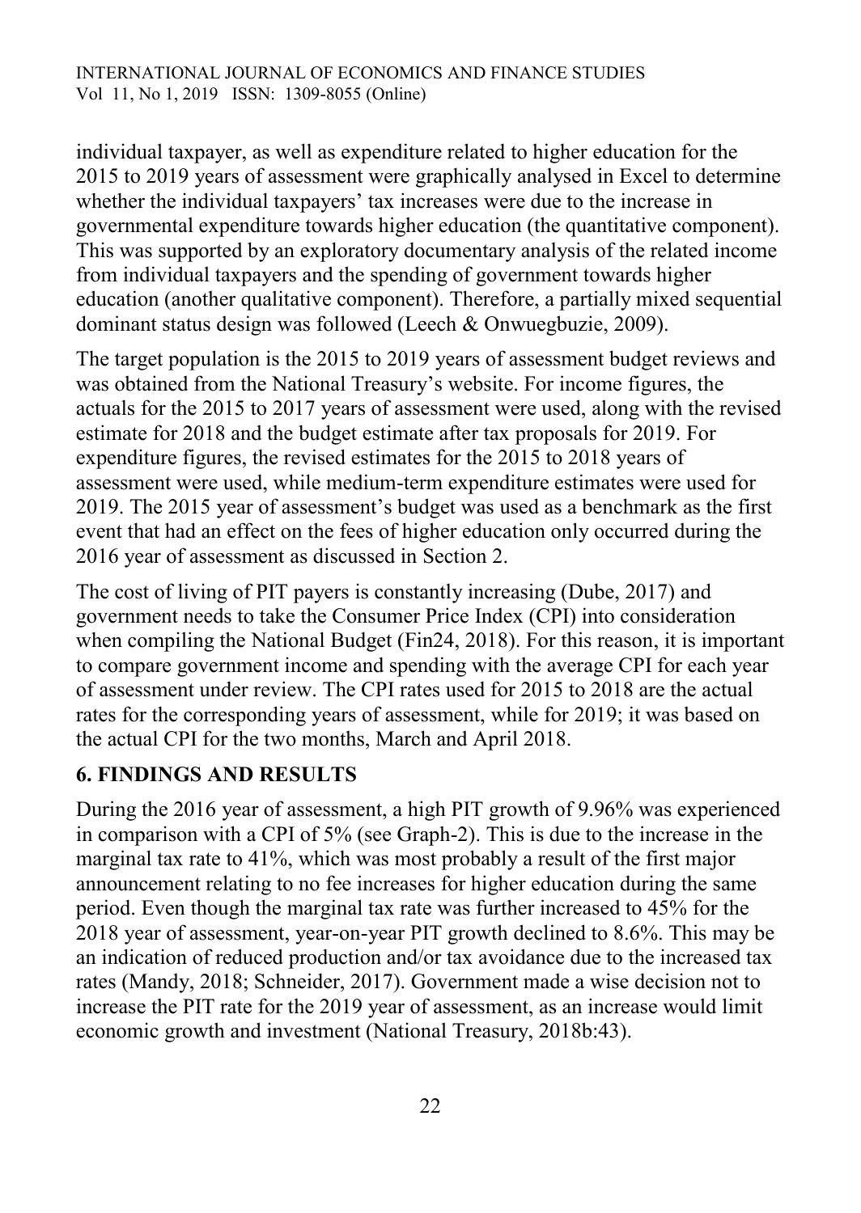individual taxpayer, as well as expenditure related to higher education for the 2015 to 2019 years of assessment were graphically analysed in Excel to determine whether the individual taxpayers' tax increases were due to the increase in governmental expenditure towards higher education (the quantitative component). This was supported by an exploratory documentary analysis of the related income from individual taxpayers and the spending of government towards higher education (another qualitative component). Therefore, a partially mixed sequential dominant status design was followed (Leech & Onwuegbuzie, 2009).

The target population is the 2015 to 2019 years of assessment budget reviews and was obtained from the National Treasury's website. For income figures, the actuals for the 2015 to 2017 years of assessment were used, along with the revised estimate for 2018 and the budget estimate after tax proposals for 2019. For expenditure figures, the revised estimates for the 2015 to 2018 years of assessment were used, while medium-term expenditure estimates were used for 2019. The 2015 year of assessment's budget was used as a benchmark as the first event that had an effect on the fees of higher education only occurred during the 2016 year of assessment as discussed in Section 2.

The cost of living of PIT payers is constantly increasing (Dube, 2017) and government needs to take the Consumer Price Index (CPI) into consideration when compiling the National Budget (Fin24, 2018). For this reason, it is important to compare government income and spending with the average CPI for each year of assessment under review. The CPI rates used for 2015 to 2018 are the actual rates for the corresponding years of assessment, while for 2019; it was based on the actual CPI for the two months, March and April 2018.

## 6. FINDINGS AND RESULTS

During the 2016 year of assessment, a high PIT growth of 9.96% was experienced in comparison with a CPI of 5% (see Graph-2). This is due to the increase in the marginal tax rate to 41%, which was most probably a result of the first major announcement relating to no fee increases for higher education during the same period. Even though the marginal tax rate was further increased to 45% for the 2018 year of assessment, year-on-year PIT growth declined to 8.6%. This may be an indication of reduced production and/or tax avoidance due to the increased tax rates (Mandy, 2018; Schneider, 2017). Government made a wise decision not to increase the PIT rate for the 2019 year of assessment, as an increase would limit economic growth and investment (National Treasury, 2018b:43).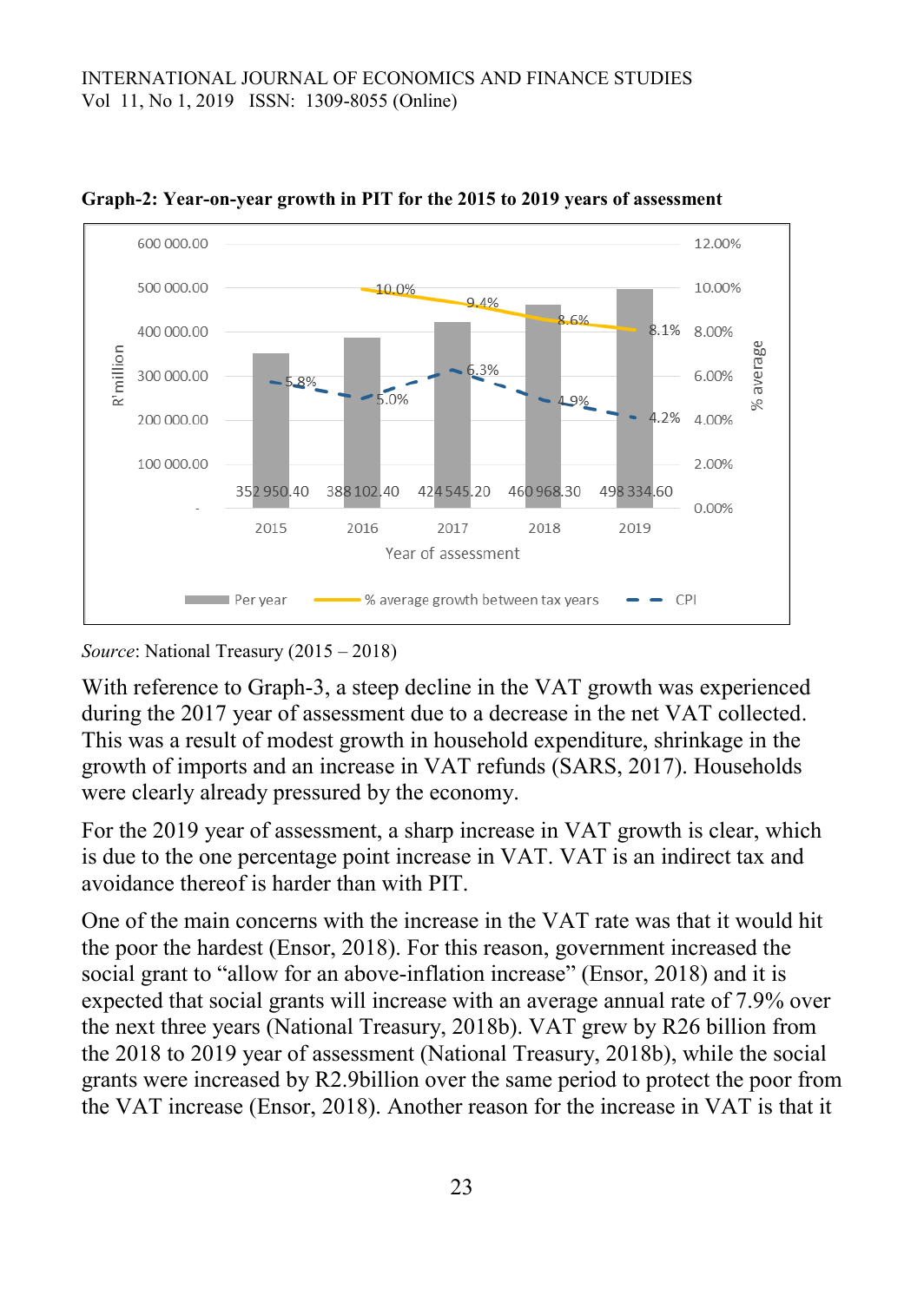**Graph-2: Year-on-year growth in PIT for the 2015 to 2019 years of assessment**

*Source*: National Treasury (2015 – 2018)

With reference to Graph-3, a steep decline in the VAT growth was experienced during the 2017 year of assessment due to a decrease in the net VAT collected. This was a result of modest growth in household expenditure, shrinkage in the growth of imports and an increase in VAT refunds (SARS, 2017). Households were clearly already pressured by the economy.

For the 2019 year of assessment, a sharp increase in VAT growth is clear, which is due to the one percentage point increase in VAT. VAT is an indirect tax and avoidance thereof is harder than with PIT.

One of the main concerns with the increase in the VAT rate was that it would hit the poor the hardest (Ensor, 2018). For this reason, government increased the social grant to "allow for an above-inflation increase" (Ensor, 2018) and it is expected that social grants will increase with an average annual rate of 7.9% over the next three years (National Treasury, 2018b). VAT grew by R26 billion from the 2018 to 2019 year of assessment (National Treasury, 2018b), while the social grants were increased by R2.9billion over the same period to protect the poor from the VAT increase (Ensor, 2018). Another reason for the increase in VAT is that it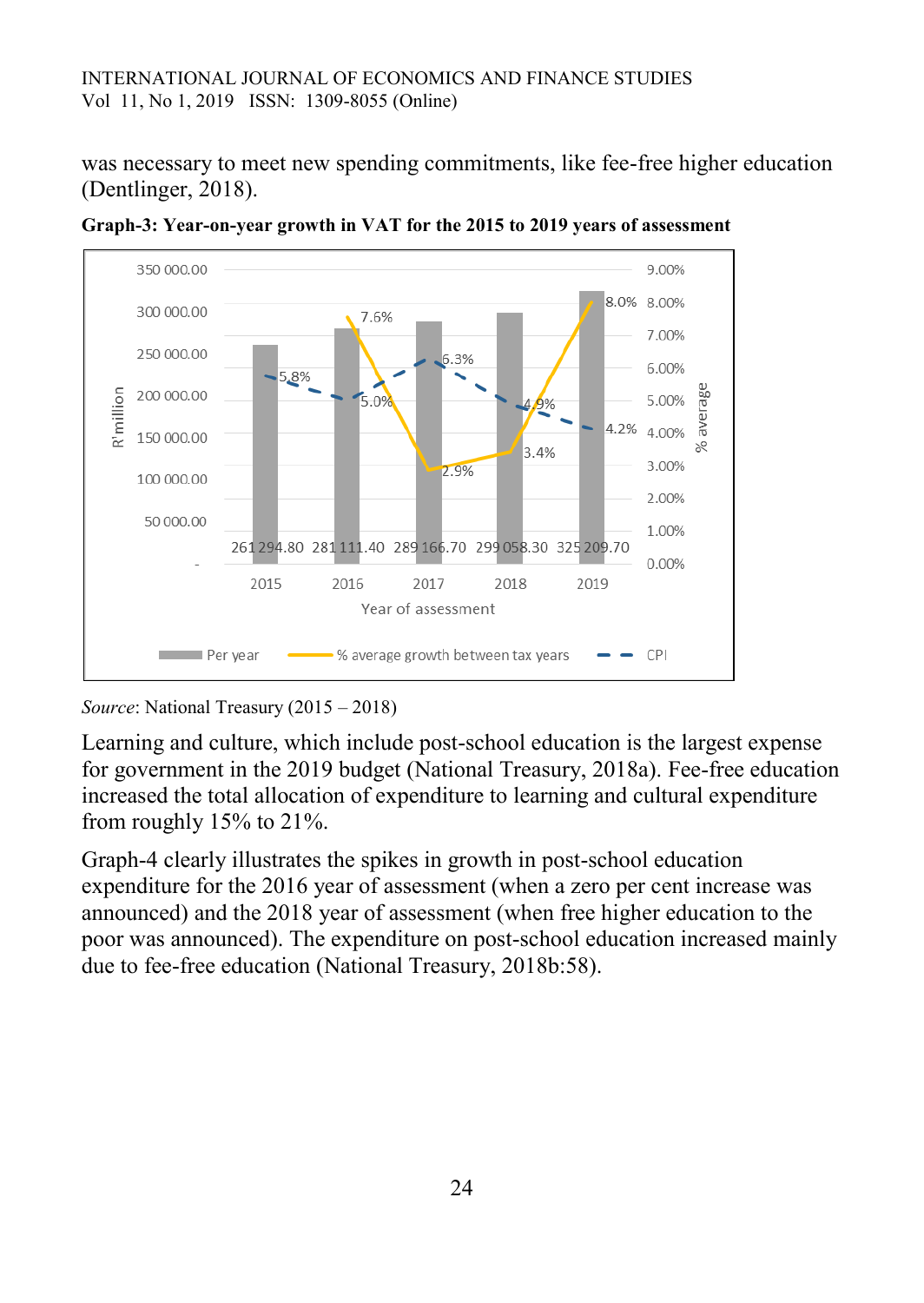was necessary to meet new spending commitments, like fee-free higher education (Dentlinger, 2018).

**Graph-3: Year-on-year growth in VAT for the 2015 to 2019 years of assessment**

| Year of assessment | Per year (R'million) | % average growth between tax years | CPI |
|---|---|---|---|
| 2015 | 261 294.80 | | 5.8% |
| 2016 | 281 111.40 | 7.6% | 5.0% |
| 2017 | 289 166.70 | 2.9% | 6.3% |
| 2018 | 299 058.30 | 3.4% | 4.9% |
| 2019 | 325 209.70 | 8.0% | 4.2% |

*Source*: National Treasury (2015 – 2018)

Learning and culture, which include post-school education is the largest expense for government in the 2019 budget (National Treasury, 2018a). Fee-free education increased the total allocation of expenditure to learning and cultural expenditure from roughly 15% to 21%.

Graph-4 clearly illustrates the spikes in growth in post-school education expenditure for the 2016 year of assessment (when a zero per cent increase was announced) and the 2018 year of assessment (when free higher education to the poor was announced). The expenditure on post-school education increased mainly due to fee-free education (National Treasury, 2018b:58).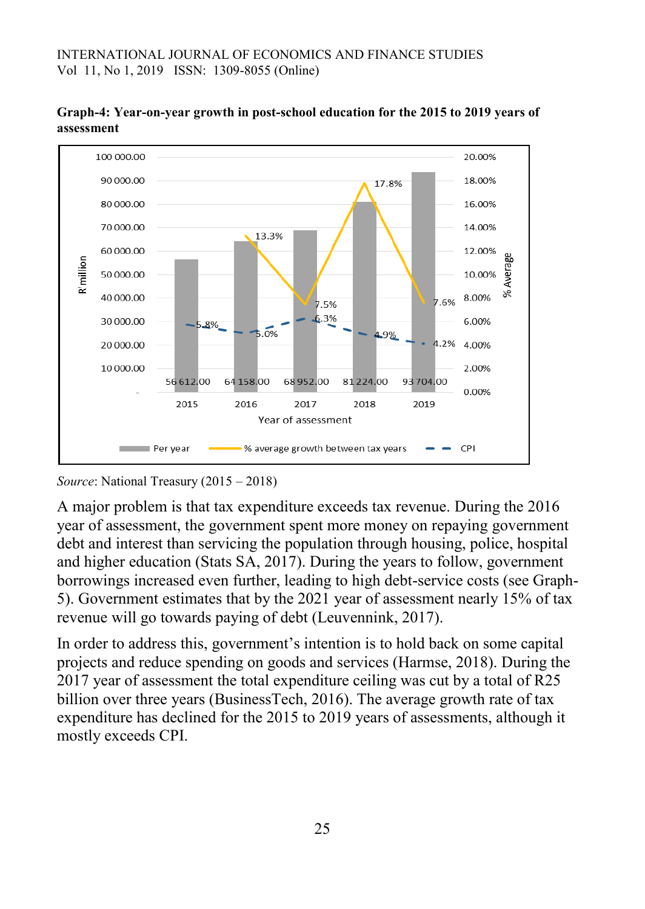**Graph-4: Year-on-year growth in post-school education for the 2015 to 2019 years of assessment**

*Source*: National Treasury (2015 – 2018)

A major problem is that tax expenditure exceeds tax revenue. During the 2016 year of assessment, the government spent more money on repaying government debt and interest than servicing the population through housing, police, hospital and higher education (Stats SA, 2017). During the years to follow, government borrowings increased even further, leading to high debt-service costs (see Graph-5). Government estimates that by the 2021 year of assessment nearly 15% of tax revenue will go towards paying of debt (Leuvennink, 2017).

In order to address this, government's intention is to hold back on some capital projects and reduce spending on goods and services (Harmse, 2018). During the 2017 year of assessment the total expenditure ceiling was cut by a total of R25 billion over three years (BusinessTech, 2016). The average growth rate of tax expenditure has declined for the 2015 to 2019 years of assessments, although it mostly exceeds CPI.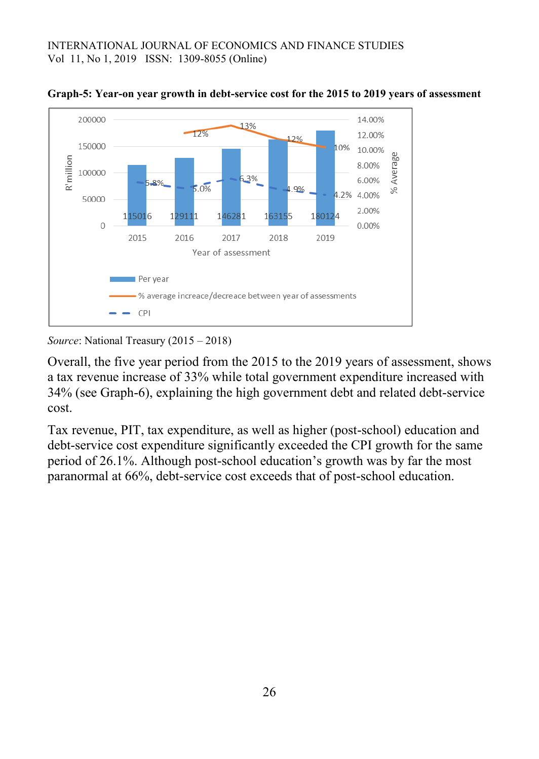**Graph-5: Year-on year growth in debt-service cost for the 2015 to 2019 years of assessment**

*Source*: National Treasury (2015 – 2018)

Overall, the five year period from the 2015 to the 2019 years of assessment, shows a tax revenue increase of 33% while total government expenditure increased with 34% (see Graph-6), explaining the high government debt and related debt-service cost.

Tax revenue, PIT, tax expenditure, as well as higher (post-school) education and debt-service cost expenditure significantly exceeded the CPI growth for the same period of 26.1%. Although post-school education's growth was by far the most paranormal at 66%, debt-service cost exceeds that of post-school education.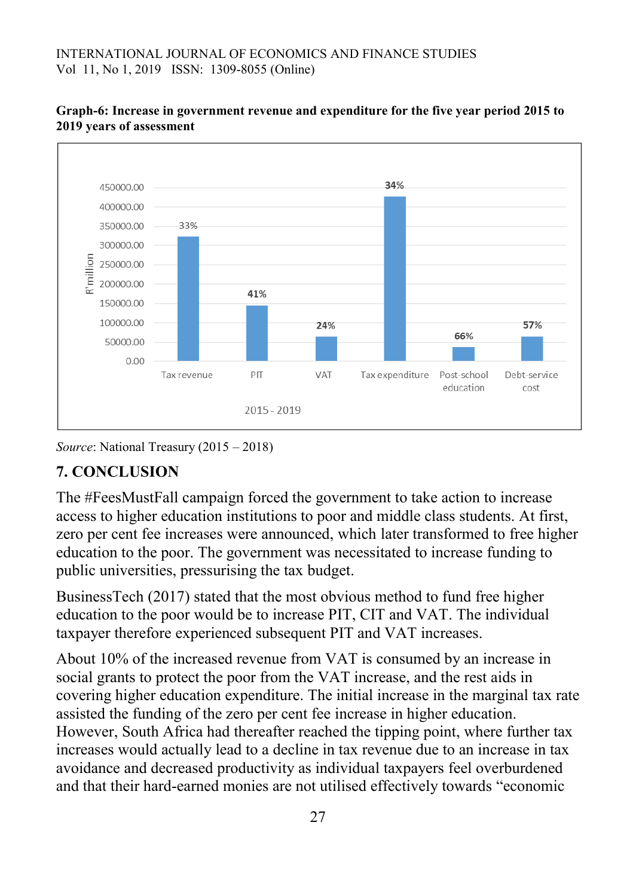**Graph-6: Increase in government revenue and expenditure for the five year period 2015 to 2019 years of assessment**

Source: National Treasury (2015 – 2018)

## 7. CONCLUSION

The #FeesMustFall campaign forced the government to take action to increase access to higher education institutions to poor and middle class students. At first, zero per cent fee increases were announced, which later transformed to free higher education to the poor. The government was necessitated to increase funding to public universities, pressurising the tax budget.

BusinessTech (2017) stated that the most obvious method to fund free higher education to the poor would be to increase PIT, CIT and VAT. The individual taxpayer therefore experienced subsequent PIT and VAT increases.

About 10% of the increased revenue from VAT is consumed by an increase in social grants to protect the poor from the VAT increase, and the rest aids in covering higher education expenditure. The initial increase in the marginal tax rate assisted the funding of the zero per cent fee increase in higher education. However, South Africa had thereafter reached the tipping point, where further tax increases would actually lead to a decline in tax revenue due to an increase in tax avoidance and decreased productivity as individual taxpayers feel overburdened and that their hard-earned monies are not utilised effectively towards "economic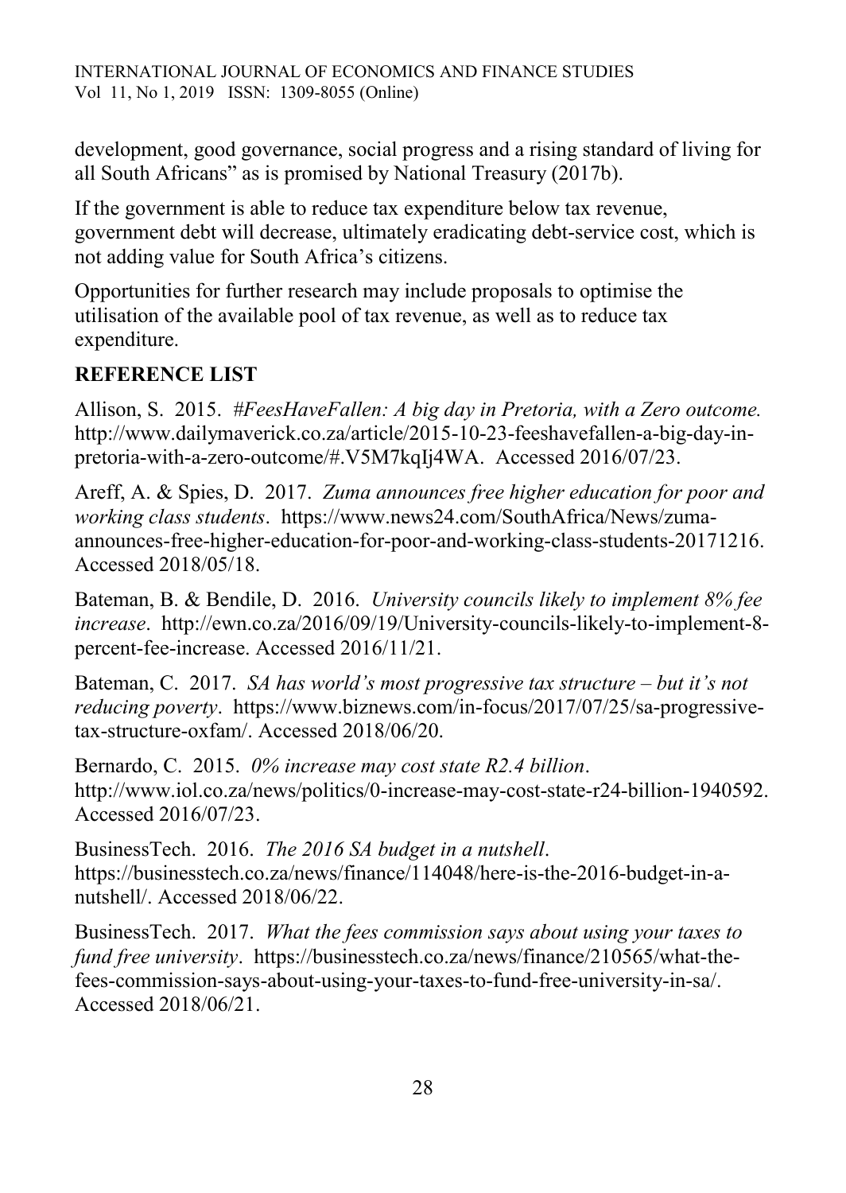development, good governance, social progress and a rising standard of living for all South Africans" as is promised by National Treasury (2017b).

If the government is able to reduce tax expenditure below tax revenue, government debt will decrease, ultimately eradicating debt-service cost, which is not adding value for South Africa's citizens.

Opportunities for further research may include proposals to optimise the utilisation of the available pool of tax revenue, as well as to reduce tax expenditure.

## REFERENCE LIST

Allison, S. 2015. *#FeesHaveFallen: A big day in Pretoria, with a Zero outcome.* http://www.dailymaverick.co.za/article/2015-10-23-feeshavefallen-a-big-day-in-pretoria-with-a-zero-outcome/#.V5M7kqIj4WA. Accessed 2016/07/23.

Areff, A. & Spies, D. 2017. *Zuma announces free higher education for poor and working class students*. https://www.news24.com/SouthAfrica/News/zuma-announces-free-higher-education-for-poor-and-working-class-students-20171216. Accessed 2018/05/18.

Bateman, B. & Bendile, D. 2016. *University councils likely to implement 8% fee increase*. http://ewn.co.za/2016/09/19/University-councils-likely-to-implement-8-percent-fee-increase. Accessed 2016/11/21.

Bateman, C. 2017. *SA has world's most progressive tax structure – but it's not reducing poverty*. https://www.biznews.com/in-focus/2017/07/25/sa-progressive-tax-structure-oxfam/. Accessed 2018/06/20.

Bernardo, C. 2015. *0% increase may cost state R2.4 billion*. http://www.iol.co.za/news/politics/0-increase-may-cost-state-r24-billion-1940592. Accessed 2016/07/23.

BusinessTech. 2016. *The 2016 SA budget in a nutshell*. https://businesstech.co.za/news/finance/114048/here-is-the-2016-budget-in-a-nutshell/. Accessed 2018/06/22.

BusinessTech. 2017. *What the fees commission says about using your taxes to fund free university*. https://businesstech.co.za/news/finance/210565/what-the-fees-commission-says-about-using-your-taxes-to-fund-free-university-in-sa/. Accessed 2018/06/21.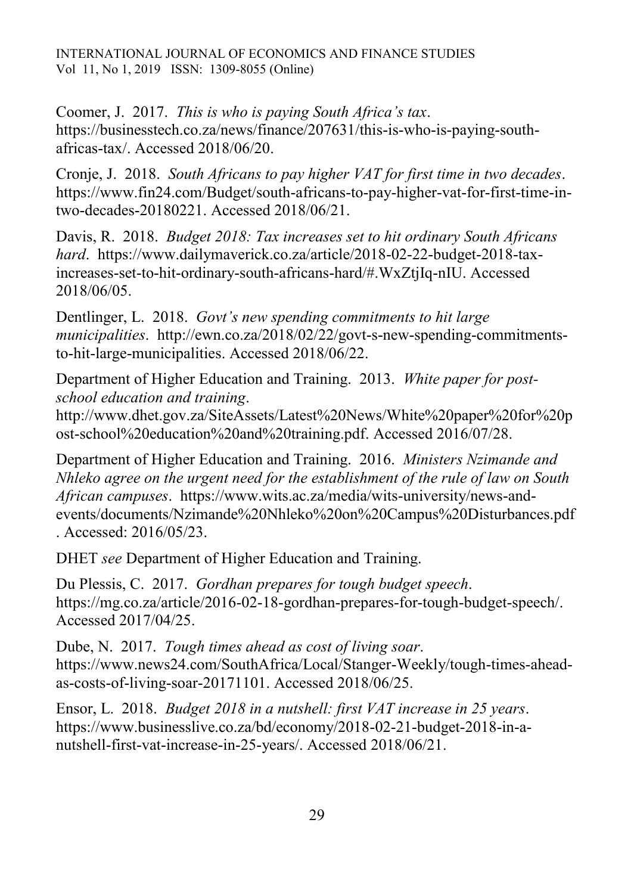Coomer, J. 2017. *This is who is paying South Africa's tax*. https://businesstech.co.za/news/finance/207631/this-is-who-is-paying-south-africas-tax/. Accessed 2018/06/20.

Cronje, J. 2018. *South Africans to pay higher VAT for first time in two decades*. https://www.fin24.com/Budget/south-africans-to-pay-higher-vat-for-first-time-in-two-decades-20180221. Accessed 2018/06/21.

Davis, R. 2018. *Budget 2018: Tax increases set to hit ordinary South Africans hard*. https://www.dailymaverick.co.za/article/2018-02-22-budget-2018-tax-increases-set-to-hit-ordinary-south-africans-hard/#.WxZtjIq-nIU. Accessed 2018/06/05.

Dentlinger, L. 2018. *Govt's new spending commitments to hit large municipalities*. http://ewn.co.za/2018/02/22/govt-s-new-spending-commitments-to-hit-large-municipalities. Accessed 2018/06/22.

Department of Higher Education and Training. 2013. *White paper for post-school education and training*. http://www.dhet.gov.za/SiteAssets/Latest%20News/White%20paper%20for%20post-school%20education%20and%20training.pdf. Accessed 2016/07/28.

Department of Higher Education and Training. 2016. *Ministers Nzimande and Nhleko agree on the urgent need for the establishment of the rule of law on South African campuses*. https://www.wits.ac.za/media/wits-university/news-and-events/documents/Nzimande%20Nhleko%20on%20Campus%20Disturbances.pdf. Accessed: 2016/05/23.

DHET *see* Department of Higher Education and Training.

Du Plessis, C. 2017. *Gordhan prepares for tough budget speech*. https://mg.co.za/article/2016-02-18-gordhan-prepares-for-tough-budget-speech/. Accessed 2017/04/25.

Dube, N. 2017. *Tough times ahead as cost of living soar*. https://www.news24.com/SouthAfrica/Local/Stanger-Weekly/tough-times-ahead-as-costs-of-living-soar-20171101. Accessed 2018/06/25.

Ensor, L. 2018. *Budget 2018 in a nutshell: first VAT increase in 25 years*. https://www.businesslive.co.za/bd/economy/2018-02-21-budget-2018-in-a-nutshell-first-vat-increase-in-25-years/. Accessed 2018/06/21.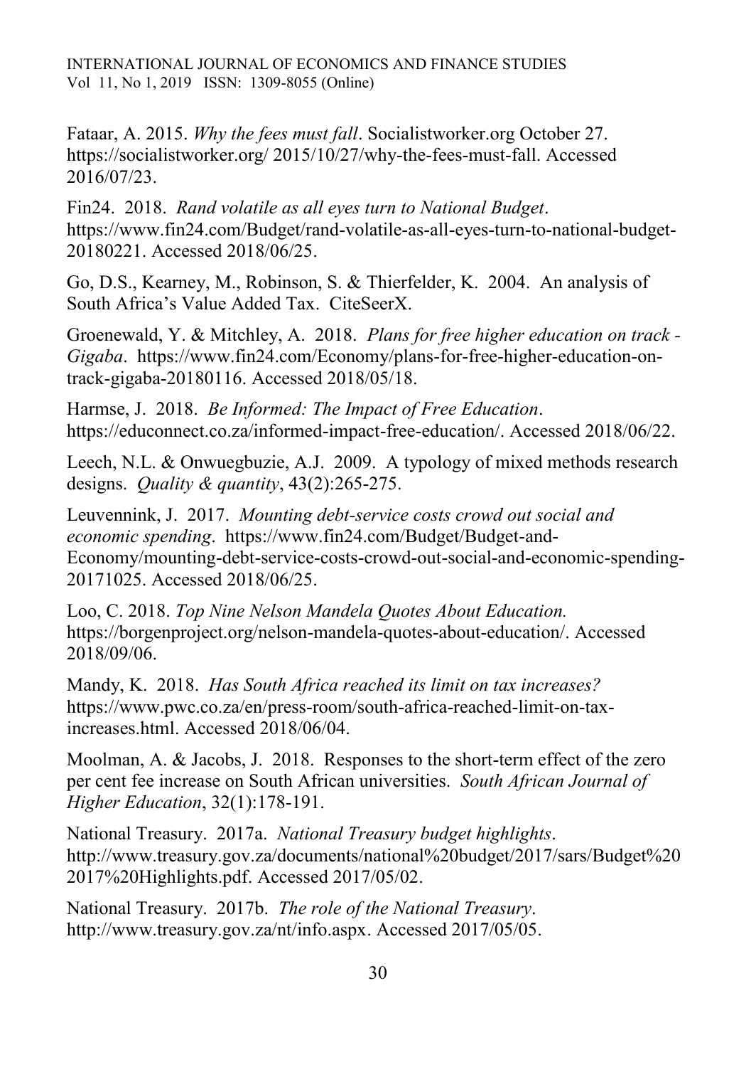Fataar, A. 2015. *Why the fees must fall*. Socialistworker.org October 27. https://socialistworker.org/ 2015/10/27/why-the-fees-must-fall. Accessed 2016/07/23.

Fin24. 2018. *Rand volatile as all eyes turn to National Budget*. https://www.fin24.com/Budget/rand-volatile-as-all-eyes-turn-to-national-budget-20180221. Accessed 2018/06/25.

Go, D.S., Kearney, M., Robinson, S. & Thierfelder, K. 2004. An analysis of South Africa's Value Added Tax. CiteSeerX.

Groenewald, Y. & Mitchley, A. 2018. *Plans for free higher education on track - Gigaba*. https://www.fin24.com/Economy/plans-for-free-higher-education-on-track-gigaba-20180116. Accessed 2018/05/18.

Harmse, J. 2018. *Be Informed: The Impact of Free Education*. https://educonnect.co.za/informed-impact-free-education/. Accessed 2018/06/22.

Leech, N.L. & Onwuegbuzie, A.J. 2009. A typology of mixed methods research designs. *Quality & quantity*, 43(2):265-275.

Leuvennink, J. 2017. *Mounting debt-service costs crowd out social and economic spending*. https://www.fin24.com/Budget/Budget-and-Economy/mounting-debt-service-costs-crowd-out-social-and-economic-spending-20171025. Accessed 2018/06/25.

Loo, C. 2018. *Top Nine Nelson Mandela Quotes About Education.* https://borgenproject.org/nelson-mandela-quotes-about-education/. Accessed 2018/09/06.

Mandy, K. 2018. *Has South Africa reached its limit on tax increases?* https://www.pwc.co.za/en/press-room/south-africa-reached-limit-on-tax-increases.html. Accessed 2018/06/04.

Moolman, A. & Jacobs, J. 2018. Responses to the short-term effect of the zero per cent fee increase on South African universities. *South African Journal of Higher Education*, 32(1):178-191.

National Treasury. 2017a. *National Treasury budget highlights*. http://www.treasury.gov.za/documents/national%20budget/2017/sars/Budget%202017%20Highlights.pdf. Accessed 2017/05/02.

National Treasury. 2017b. *The role of the National Treasury*. http://www.treasury.gov.za/nt/info.aspx. Accessed 2017/05/05.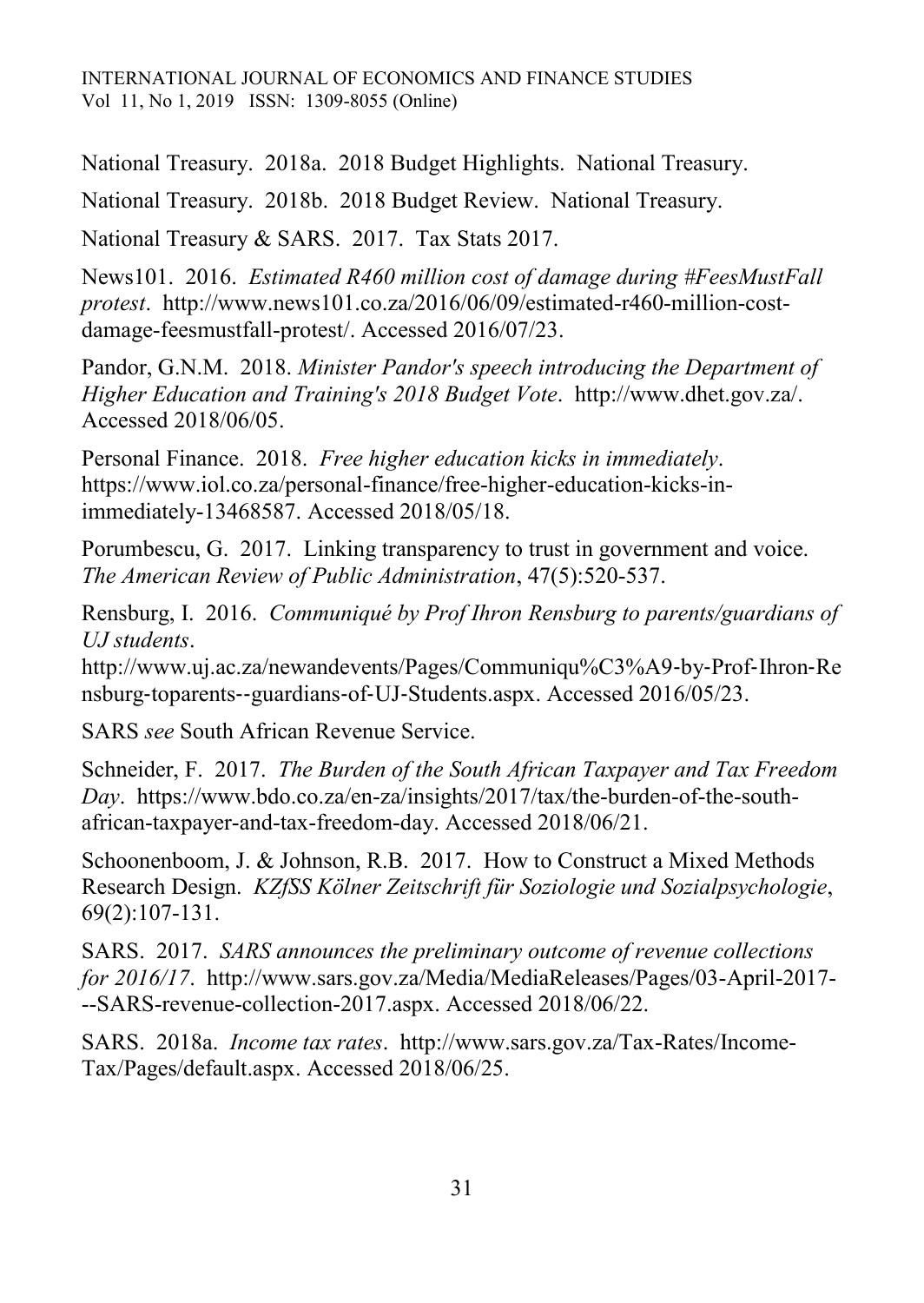National Treasury. 2018a. 2018 Budget Highlights. National Treasury.

National Treasury. 2018b. 2018 Budget Review. National Treasury.

National Treasury & SARS. 2017. Tax Stats 2017.

News101. 2016. *Estimated R460 million cost of damage during #FeesMustFall protest*. http://www.news101.co.za/2016/06/09/estimated-r460-million-cost-damage-feesmustfall-protest/. Accessed 2016/07/23.

Pandor, G.N.M. 2018. *Minister Pandor's speech introducing the Department of Higher Education and Training's 2018 Budget Vote*. http://www.dhet.gov.za/. Accessed 2018/06/05.

Personal Finance. 2018. *Free higher education kicks in immediately*. https://www.iol.co.za/personal-finance/free-higher-education-kicks-in-immediately-13468587. Accessed 2018/05/18.

Porumbescu, G. 2017. Linking transparency to trust in government and voice. *The American Review of Public Administration*, 47(5):520-537.

Rensburg, I. 2016. *Communiqué by Prof Ihron Rensburg to parents/guardians of UJ students*. http://www.uj.ac.za/newandevents/Pages/Communiqu%C3%A9-by-Prof-Ihron-Rensburg-toparents--guardians-of-UJ-Students.aspx. Accessed 2016/05/23.

SARS *see* South African Revenue Service.

Schneider, F. 2017. *The Burden of the South African Taxpayer and Tax Freedom Day*. https://www.bdo.co.za/en-za/insights/2017/tax/the-burden-of-the-south-african-taxpayer-and-tax-freedom-day. Accessed 2018/06/21.

Schoonenboom, J. & Johnson, R.B. 2017. How to Construct a Mixed Methods Research Design. *KZfSS Kölner Zeitschrift für Soziologie und Sozialpsychologie*, 69(2):107-131.

SARS. 2017. *SARS announces the preliminary outcome of revenue collections for 2016/17*. http://www.sars.gov.za/Media/MediaReleases/Pages/03-April-2017---SARS-revenue-collection-2017.aspx. Accessed 2018/06/22.

SARS. 2018a. *Income tax rates*. http://www.sars.gov.za/Tax-Rates/Income-Tax/Pages/default.aspx. Accessed 2018/06/25.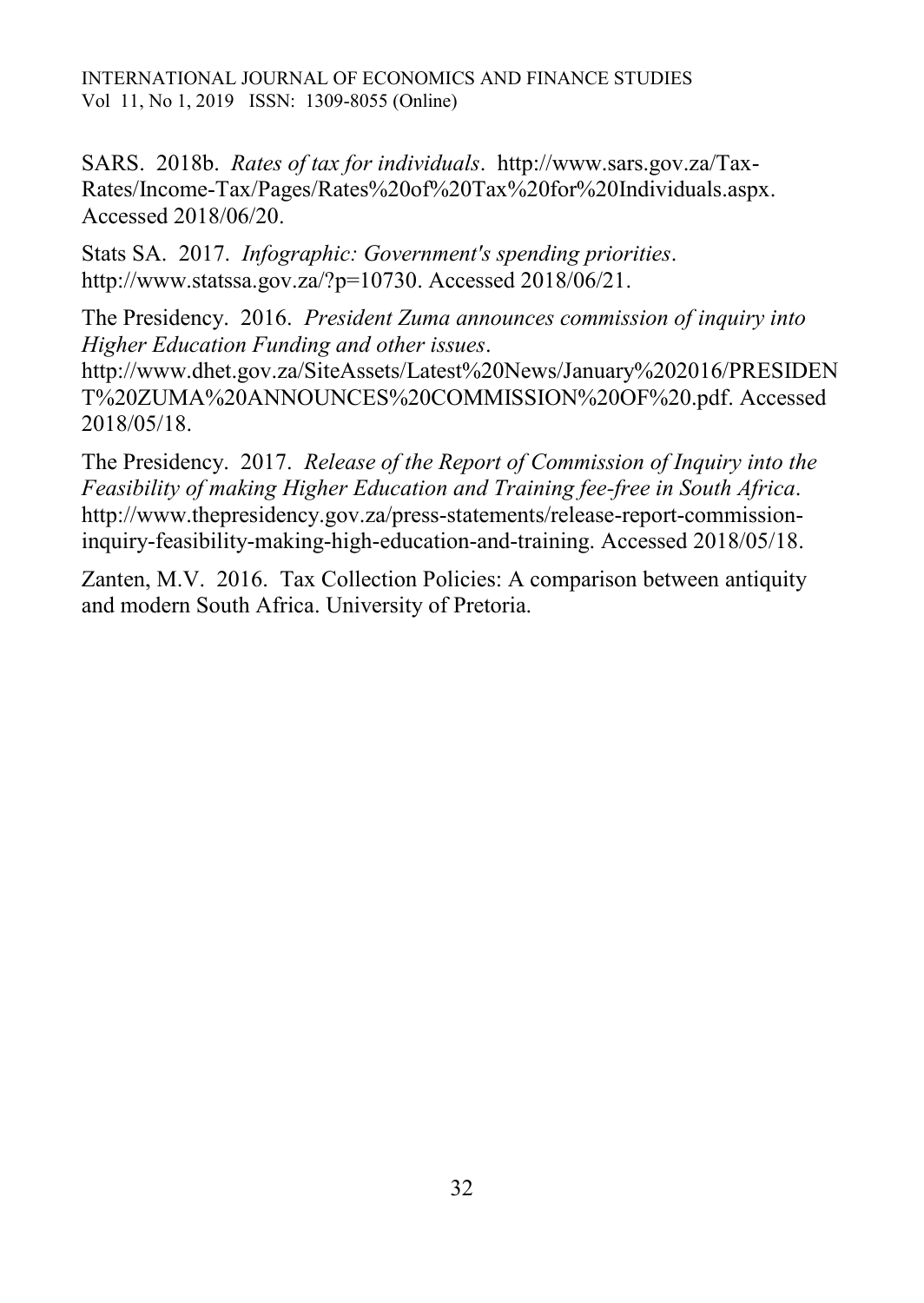SARS. 2018b. *Rates of tax for individuals*. http://www.sars.gov.za/Tax-Rates/Income-Tax/Pages/Rates%20of%20Tax%20for%20Individuals.aspx. Accessed 2018/06/20.

Stats SA. 2017. *Infographic: Government's spending priorities*. http://www.statssa.gov.za/?p=10730. Accessed 2018/06/21.

The Presidency. 2016. *President Zuma announces commission of inquiry into Higher Education Funding and other issues*. http://www.dhet.gov.za/SiteAssets/Latest%20News/January%202016/PRESIDENT%20ZUMA%20ANNOUNCES%20COMMISSION%20OF%20.pdf. Accessed 2018/05/18.

The Presidency. 2017. *Release of the Report of Commission of Inquiry into the Feasibility of making Higher Education and Training fee-free in South Africa*. http://www.thepresidency.gov.za/press-statements/release-report-commission-inquiry-feasibility-making-high-education-and-training. Accessed 2018/05/18.

Zanten, M.V. 2016. Tax Collection Policies: A comparison between antiquity and modern South Africa. University of Pretoria.